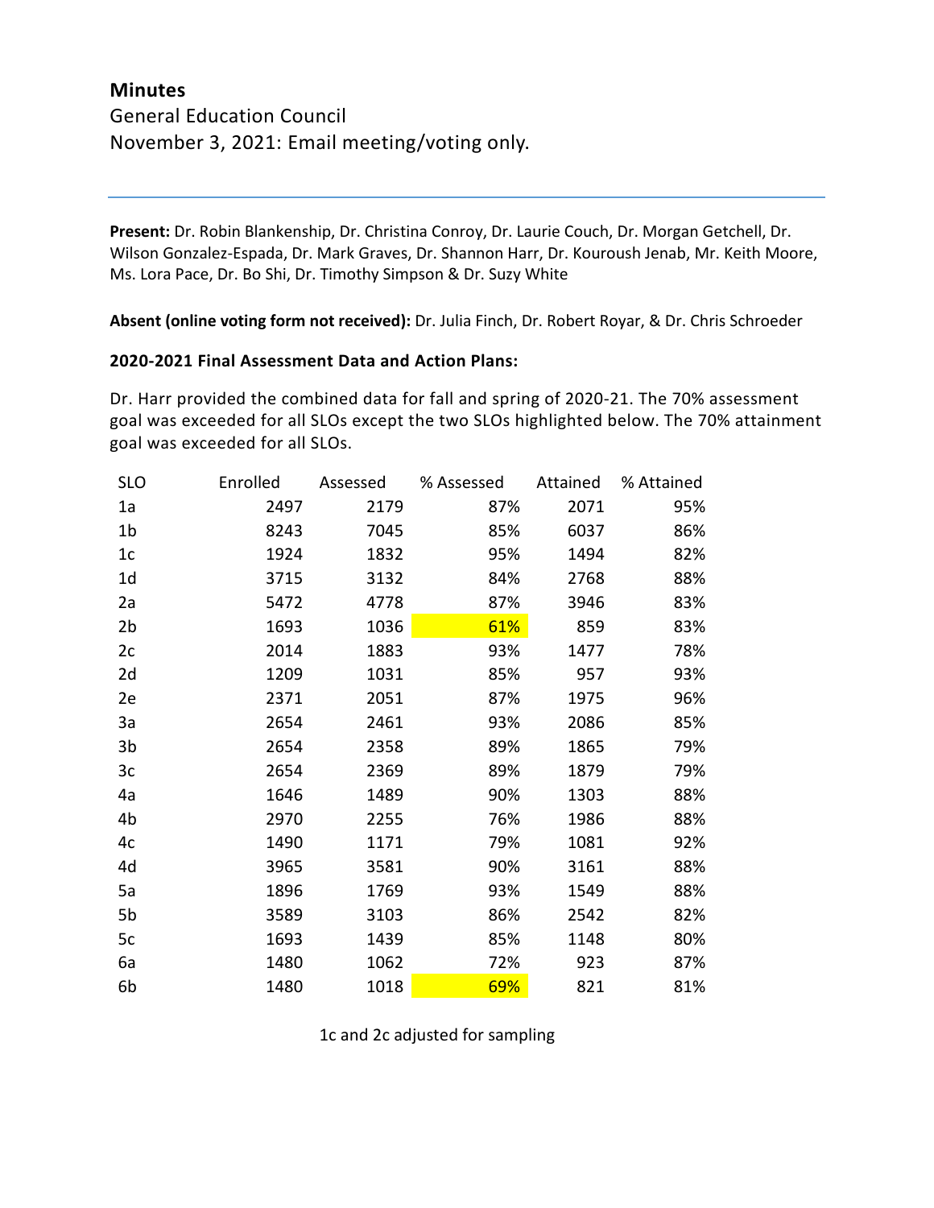# Minutes

General Education Council

November 3, 2021: Email meeting/voting only.

---

**Present:** Dr. Robin Blankenship, Dr. Christina Conroy, Dr. Laurie Couch, Dr. Morgan Getchell, Dr. Wilson Gonzalez-Espada, Dr. Mark Graves, Dr. Shannon Harr, Dr. Kouroush Jenab, Mr. Keith Moore, Ms. Lora Pace, Dr. Bo Shi, Dr. Timothy Simpson & Dr. Suzy White

**Absent (online voting form not received):** Dr. Julia Finch, Dr. Robert Royar, & Dr. Chris Schroeder

**2020-2021 Final Assessment Data and Action Plans:**

Dr. Harr provided the combined data for fall and spring of 2020-21. The 70% assessment goal was exceeded for all SLOs except the two SLOs highlighted below. The 70% attainment goal was exceeded for all SLOs.

| SLO | Enrolled | Assessed | % Assessed | Attained | % Attained |
|---|---|---|---|---|---|
| 1a | 2497 | 2179 | 87% | 2071 | 95% |
| 1b | 8243 | 7045 | 85% | 6037 | 86% |
| 1c | 1924 | 1832 | 95% | 1494 | 82% |
| 1d | 3715 | 3132 | 84% | 2768 | 88% |
| 2a | 5472 | 4778 | 87% | 3946 | 83% |
| 2b | 1693 | 1036 | 61% | 859 | 83% |
| 2c | 2014 | 1883 | 93% | 1477 | 78% |
| 2d | 1209 | 1031 | 85% | 957 | 93% |
| 2e | 2371 | 2051 | 87% | 1975 | 96% |
| 3a | 2654 | 2461 | 93% | 2086 | 85% |
| 3b | 2654 | 2358 | 89% | 1865 | 79% |
| 3c | 2654 | 2369 | 89% | 1879 | 79% |
| 4a | 1646 | 1489 | 90% | 1303 | 88% |
| 4b | 2970 | 2255 | 76% | 1986 | 88% |
| 4c | 1490 | 1171 | 79% | 1081 | 92% |
| 4d | 3965 | 3581 | 90% | 3161 | 88% |
| 5a | 1896 | 1769 | 93% | 1549 | 88% |
| 5b | 3589 | 3103 | 86% | 2542 | 82% |
| 5c | 1693 | 1439 | 85% | 1148 | 80% |
| 6a | 1480 | 1062 | 72% | 923 | 87% |
| 6b | 1480 | 1018 | 69% | 821 | 81% |

1c and 2c adjusted for sampling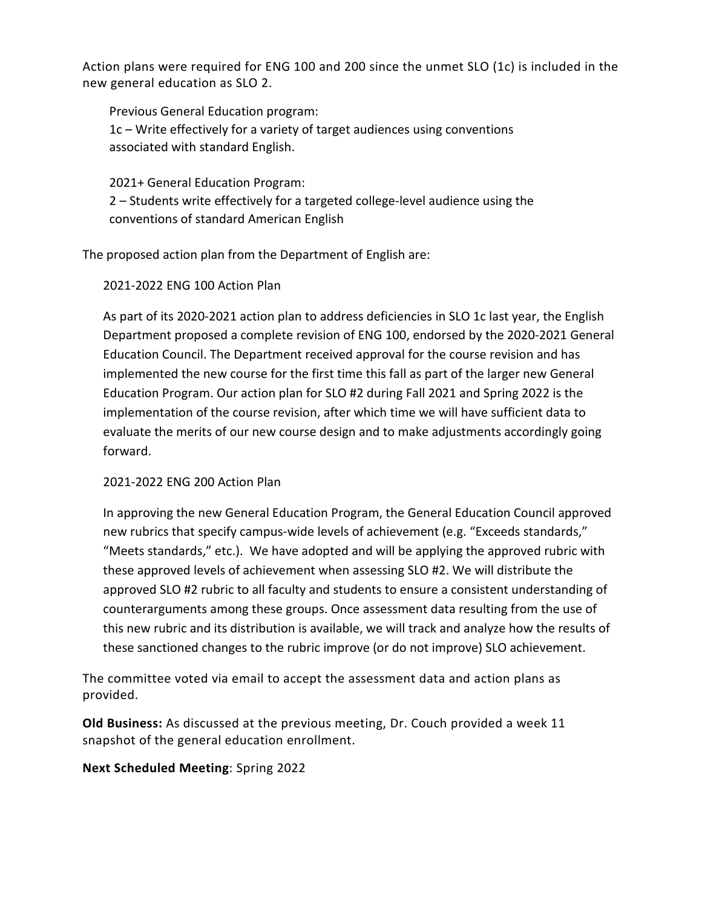Action plans were required for ENG 100 and 200 since the unmet SLO (1c) is included in the new general education as SLO 2.

> Previous General Education program:
> 1c – Write effectively for a variety of target audiences using conventions associated with standard English.
>
> 2021+ General Education Program:
> 2 – Students write effectively for a targeted college-level audience using the conventions of standard American English

The proposed action plan from the Department of English are:

> 2021-2022 ENG 100 Action Plan
>
> As part of its 2020-2021 action plan to address deficiencies in SLO 1c last year, the English Department proposed a complete revision of ENG 100, endorsed by the 2020-2021 General Education Council. The Department received approval for the course revision and has implemented the new course for the first time this fall as part of the larger new General Education Program. Our action plan for SLO #2 during Fall 2021 and Spring 2022 is the implementation of the course revision, after which time we will have sufficient data to evaluate the merits of our new course design and to make adjustments accordingly going forward.
>
> 2021-2022 ENG 200 Action Plan
>
> In approving the new General Education Program, the General Education Council approved new rubrics that specify campus-wide levels of achievement (e.g. "Exceeds standards," "Meets standards," etc.). We have adopted and will be applying the approved rubric with these approved levels of achievement when assessing SLO #2. We will distribute the approved SLO #2 rubric to all faculty and students to ensure a consistent understanding of counterarguments among these groups. Once assessment data resulting from the use of this new rubric and its distribution is available, we will track and analyze how the results of these sanctioned changes to the rubric improve (or do not improve) SLO achievement.

The committee voted via email to accept the assessment data and action plans as provided.

**Old Business:** As discussed at the previous meeting, Dr. Couch provided a week 11 snapshot of the general education enrollment.

**Next Scheduled Meeting**: Spring 2022